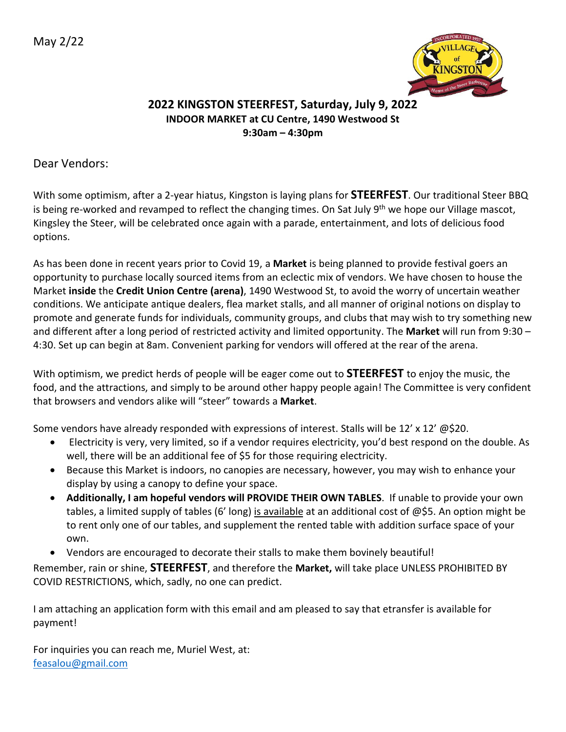May 2/22

## 2022 KINGSTON STEERFEST, Saturday, July 9, 2022

**INDOOR MARKET at CU Centre, 1490 Westwood St**
**9:30am – 4:30pm**

Dear Vendors:

With some optimism, after a 2-year hiatus, Kingston is laying plans for **STEERFEST**. Our traditional Steer BBQ is being re-worked and revamped to reflect the changing times. On Sat July 9th we hope our Village mascot, Kingsley the Steer, will be celebrated once again with a parade, entertainment, and lots of delicious food options.

As has been done in recent years prior to Covid 19, a **Market** is being planned to provide festival goers an opportunity to purchase locally sourced items from an eclectic mix of vendors. We have chosen to house the Market **inside** the **Credit Union Centre (arena)**, 1490 Westwood St, to avoid the worry of uncertain weather conditions. We anticipate antique dealers, flea market stalls, and all manner of original notions on display to promote and generate funds for individuals, community groups, and clubs that may wish to try something new and different after a long period of restricted activity and limited opportunity. The **Market** will run from 9:30 – 4:30. Set up can begin at 8am. Convenient parking for vendors will offered at the rear of the arena.

With optimism, we predict herds of people will be eager come out to **STEERFEST** to enjoy the music, the food, and the attractions, and simply to be around other happy people again! The Committee is very confident that browsers and vendors alike will "steer" towards a **Market**.

Some vendors have already responded with expressions of interest. Stalls will be 12' x 12' @$20.

- Electricity is very, very limited, so if a vendor requires electricity, you'd best respond on the double. As well, there will be an additional fee of $5 for those requiring electricity.
- Because this Market is indoors, no canopies are necessary, however, you may wish to enhance your display by using a canopy to define your space.
- **Additionally, I am hopeful vendors will PROVIDE THEIR OWN TABLES**. If unable to provide your own tables, a limited supply of tables (6' long) is available at an additional cost of @$5. An option might be to rent only one of our tables, and supplement the rented table with addition surface space of your own.
- Vendors are encouraged to decorate their stalls to make them bovinely beautiful!

Remember, rain or shine, **STEERFEST**, and therefore the **Market,** will take place UNLESS PROHIBITED BY COVID RESTRICTIONS, which, sadly, no one can predict.

I am attaching an application form with this email and am pleased to say that etransfer is available for payment!

For inquiries you can reach me, Muriel West, at:
feasalou@gmail.com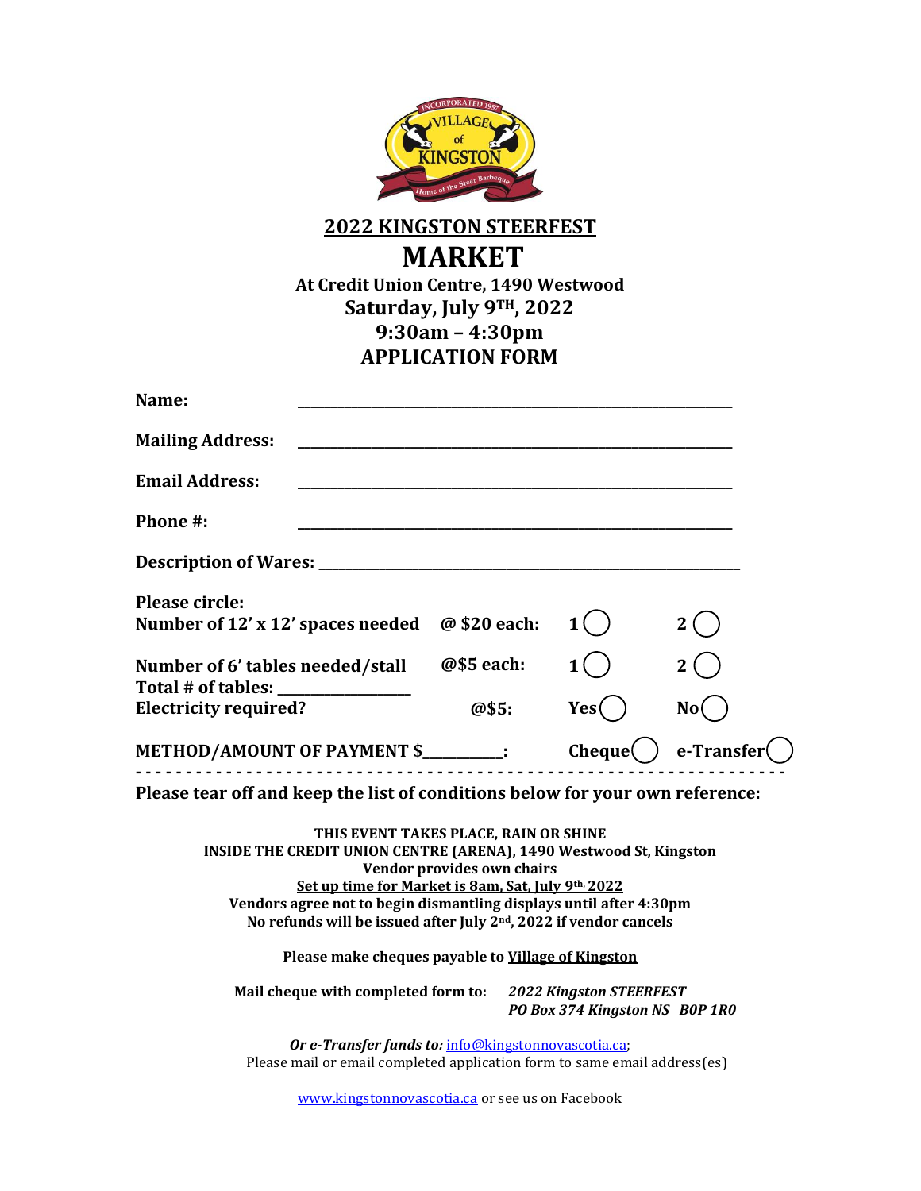## 2022 KINGSTON STEERFEST

# MARKET

**At Credit Union Centre, 1490 Westwood**
**Saturday, July 9TH, 2022**
**9:30am – 4:30pm**
**APPLICATION FORM**

**Name:** ____________________________________________

**Mailing Address:** ____________________________________________

**Email Address:** ____________________________________________

**Phone #:** ____________________________________________

**Description of Wares:** ____________________________________________

**Please circle:**

| | | | |
|---|---|---|---|
| **Number of 12' x 12' spaces needed** | **@ $20 each:** | **1** ◯ | **2** ◯ |
| **Number of 6' tables needed/stall** | **@$5 each:** | **1** ◯ | **2** ◯ |
| **Total # of tables:** ______________ | | | |
| **Electricity required?** | **@$5:** | **Yes** ◯ | **No** ◯ |
| **METHOD/AMOUNT OF PAYMENT $_________:** | | **Cheque** ◯ | **e-Transfer** ◯ |

- - - - - - - - - - - - - - - - - - - - - - - - - - - - - - - - - - - - - - - - - - - - - - - - - - - -

**Please tear off and keep the list of conditions below for your own reference:**

**THIS EVENT TAKES PLACE, RAIN OR SHINE**
**INSIDE THE CREDIT UNION CENTRE (ARENA), 1490 Westwood St, Kingston**
**Vendor provides own chairs**
**Set up time for Market is 8am, Sat, July 9th, 2022**
**Vendors agree not to begin dismantling displays until after 4:30pm**
**No refunds will be issued after July 2nd, 2022 if vendor cancels**

**Please make cheques payable to Village of Kingston**

**Mail cheque with completed form to:** ***2022 Kingston STEERFEST***
***PO Box 374 Kingston NS B0P 1R0***

***Or e-Transfer funds to:*** info@kingstonnovascotia.ca;
Please mail or email completed application form to same email address(es)

www.kingstonnovascotia.ca or see us on Facebook